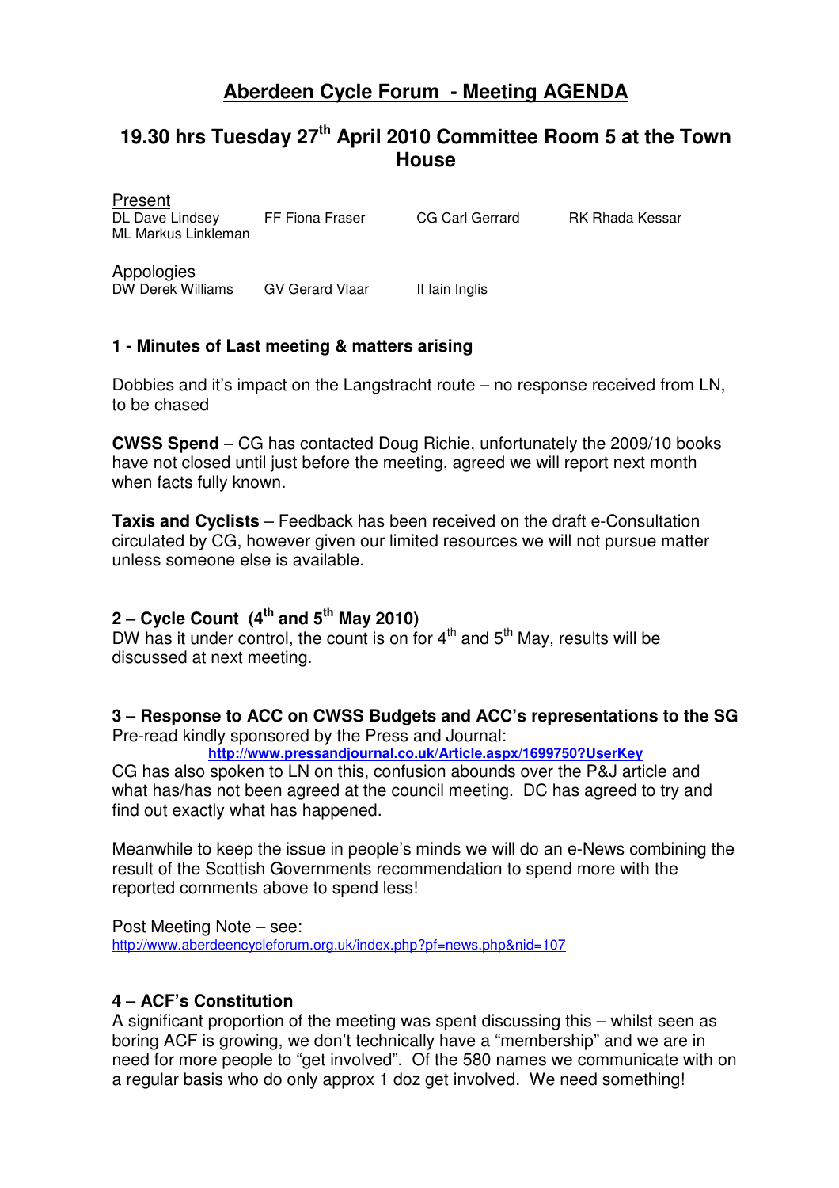# Aberdeen Cycle Forum - Meeting AGENDA

## 19.30 hrs Tuesday 27th April 2010 Committee Room 5 at the Town House

Present

DL Dave Lindsey    FF Fiona Fraser    CG Carl Gerrard    RK Rhada Kessar
ML Markus Linkleman

Appologies

DW Derek Williams    GV Gerard Vlaar    II Iain Inglis

### 1 - Minutes of Last meeting & matters arising

Dobbies and it's impact on the Langstracht route – no response received from LN, to be chased

**CWSS Spend** – CG has contacted Doug Richie, unfortunately the 2009/10 books have not closed until just before the meeting, agreed we will report next month when facts fully known.

**Taxis and Cyclists** – Feedback has been received on the draft e-Consultation circulated by CG, however given our limited resources we will not pursue matter unless someone else is available.

### 2 – Cycle Count (4th and 5th May 2010)

DW has it under control, the count is on for 4th and 5th May, results will be discussed at next meeting.

### 3 – Response to ACC on CWSS Budgets and ACC's representations to the SG

Pre-read kindly sponsored by the Press and Journal:

**http://www.pressandjournal.co.uk/Article.aspx/1699750?UserKey**

CG has also spoken to LN on this, confusion abounds over the P&J article and what has/has not been agreed at the council meeting. DC has agreed to try and find out exactly what has happened.

Meanwhile to keep the issue in people's minds we will do an e-News combining the result of the Scottish Governments recommendation to spend more with the reported comments above to spend less!

Post Meeting Note – see:
http://www.aberdeencycleforum.org.uk/index.php?pf=news.php&nid=107

### 4 – ACF's Constitution

A significant proportion of the meeting was spent discussing this – whilst seen as boring ACF is growing, we don't technically have a "membership" and we are in need for more people to "get involved". Of the 580 names we communicate with on a regular basis who do only approx 1 doz get involved. We need something!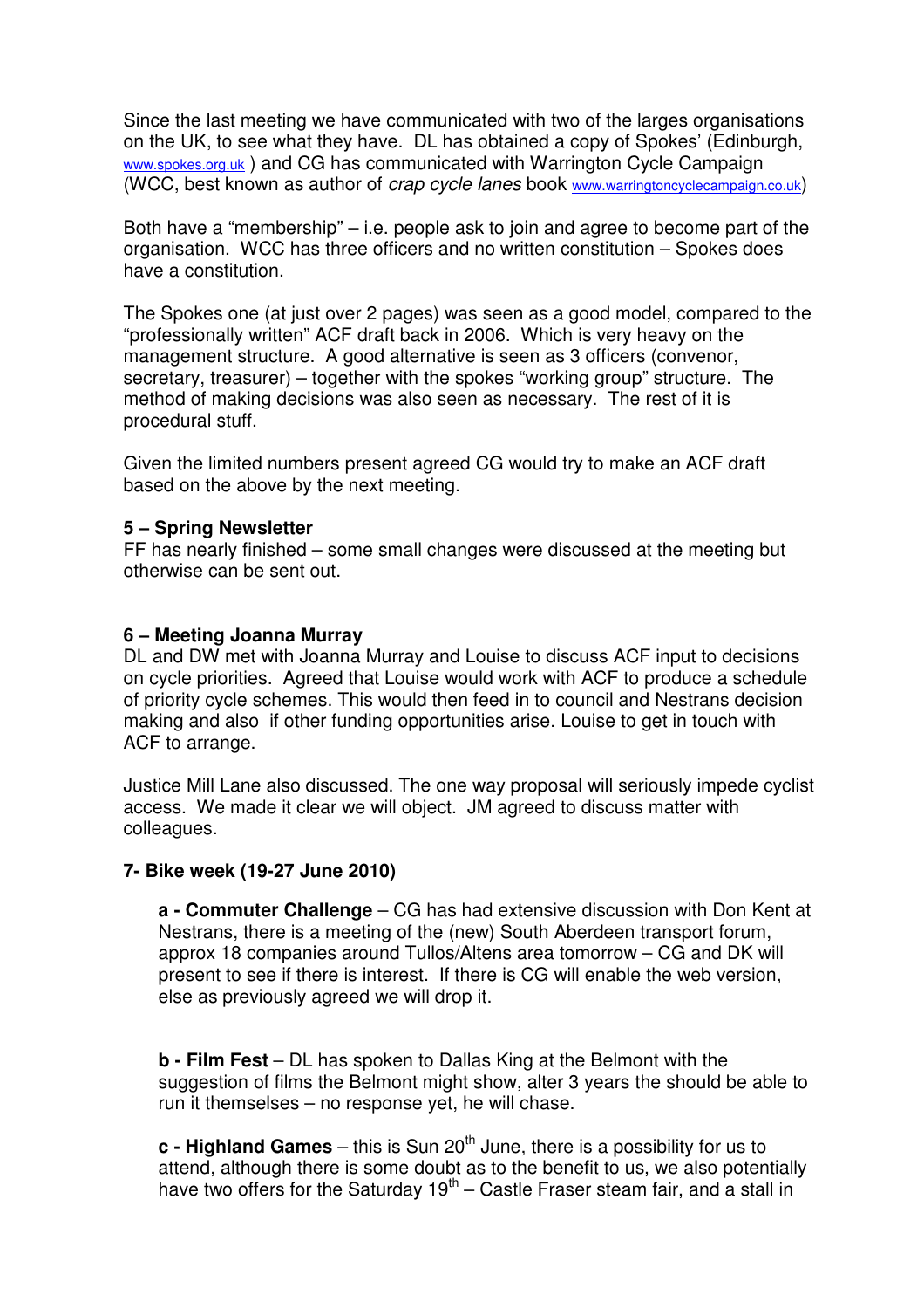Since the last meeting we have communicated with two of the larges organisations on the UK, to see what they have. DL has obtained a copy of Spokes' (Edinburgh, www.spokes.org.uk ) and CG has communicated with Warrington Cycle Campaign (WCC, best known as author of *crap cycle lanes* book www.warringtoncyclecampaign.co.uk)

Both have a "membership" – i.e. people ask to join and agree to become part of the organisation. WCC has three officers and no written constitution – Spokes does have a constitution.

The Spokes one (at just over 2 pages) was seen as a good model, compared to the "professionally written" ACF draft back in 2006. Which is very heavy on the management structure. A good alternative is seen as 3 officers (convenor, secretary, treasurer) – together with the spokes "working group" structure. The method of making decisions was also seen as necessary. The rest of it is procedural stuff.

Given the limited numbers present agreed CG would try to make an ACF draft based on the above by the next meeting.

**5 – Spring Newsletter**

FF has nearly finished – some small changes were discussed at the meeting but otherwise can be sent out.

**6 – Meeting Joanna Murray**

DL and DW met with Joanna Murray and Louise to discuss ACF input to decisions on cycle priorities. Agreed that Louise would work with ACF to produce a schedule of priority cycle schemes. This would then feed in to council and Nestrans decision making and also if other funding opportunities arise. Louise to get in touch with ACF to arrange.

Justice Mill Lane also discussed. The one way proposal will seriously impede cyclist access. We made it clear we will object. JM agreed to discuss matter with colleagues.

**7- Bike week (19-27 June 2010)**

> **a - Commuter Challenge** – CG has had extensive discussion with Don Kent at Nestrans, there is a meeting of the (new) South Aberdeen transport forum, approx 18 companies around Tullos/Altens area tomorrow – CG and DK will present to see if there is interest. If there is CG will enable the web version, else as previously agreed we will drop it.
>
> **b - Film Fest** – DL has spoken to Dallas King at the Belmont with the suggestion of films the Belmont might show, alter 3 years the should be able to run it themselses – no response yet, he will chase.
>
> **c - Highland Games** – this is Sun 20th June, there is a possibility for us to attend, although there is some doubt as to the benefit to us, we also potentially have two offers for the Saturday 19th – Castle Fraser steam fair, and a stall in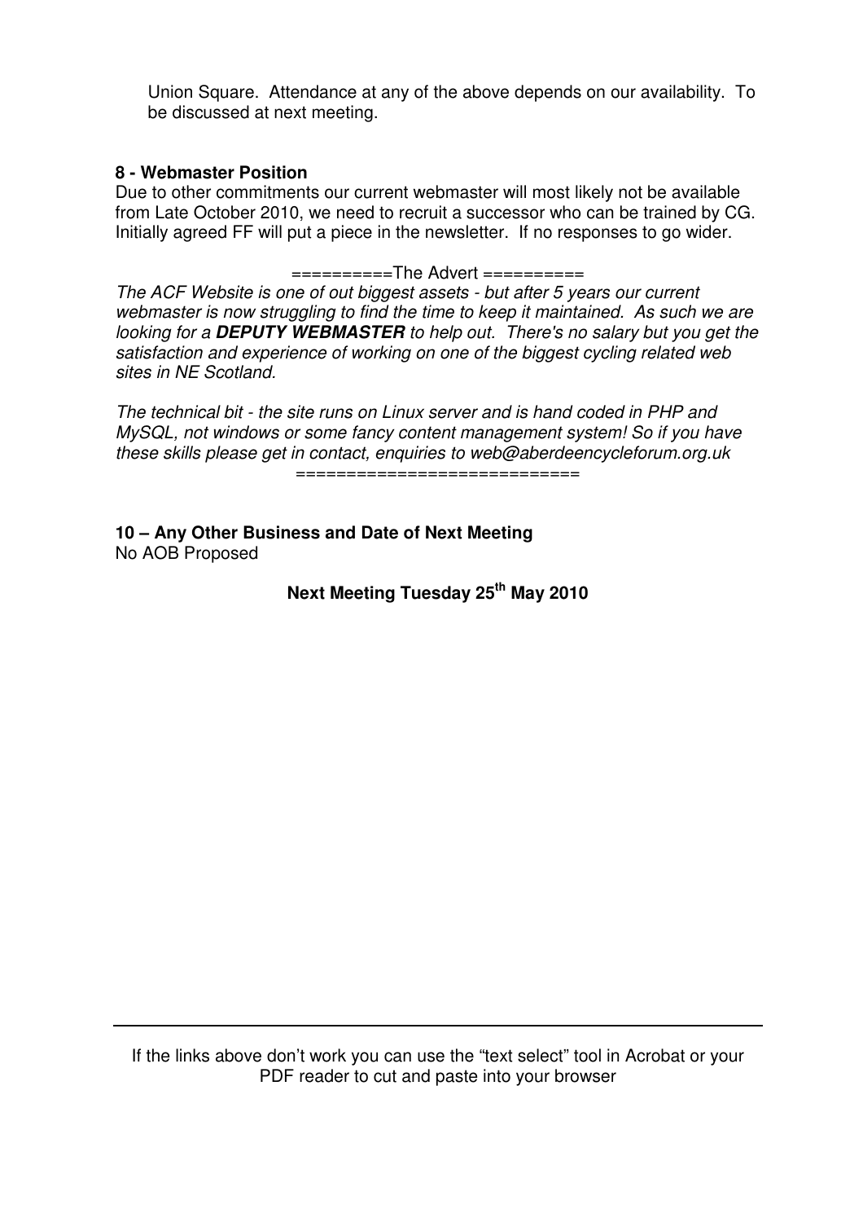Union Square. Attendance at any of the above depends on our availability. To be discussed at next meeting.

**8 - Webmaster Position**

Due to other commitments our current webmaster will most likely not be available from Late October 2010, we need to recruit a successor who can be trained by CG. Initially agreed FF will put a piece in the newsletter. If no responses to go wider.

==========The Advert ==========

*The ACF Website is one of out biggest assets - but after 5 years our current webmaster is now struggling to find the time to keep it maintained. As such we are looking for a* ***DEPUTY WEBMASTER*** *to help out. There's no salary but you get the satisfaction and experience of working on one of the biggest cycling related web sites in NE Scotland.*

*The technical bit - the site runs on Linux server and is hand coded in PHP and MySQL, not windows or some fancy content management system! So if you have these skills please get in contact, enquiries to web@aberdeencycleforum.org.uk*

============================

**10 – Any Other Business and Date of Next Meeting**

No AOB Proposed

**Next Meeting Tuesday 25th May 2010**

---

If the links above don't work you can use the "text select" tool in Acrobat or your PDF reader to cut and paste into your browser